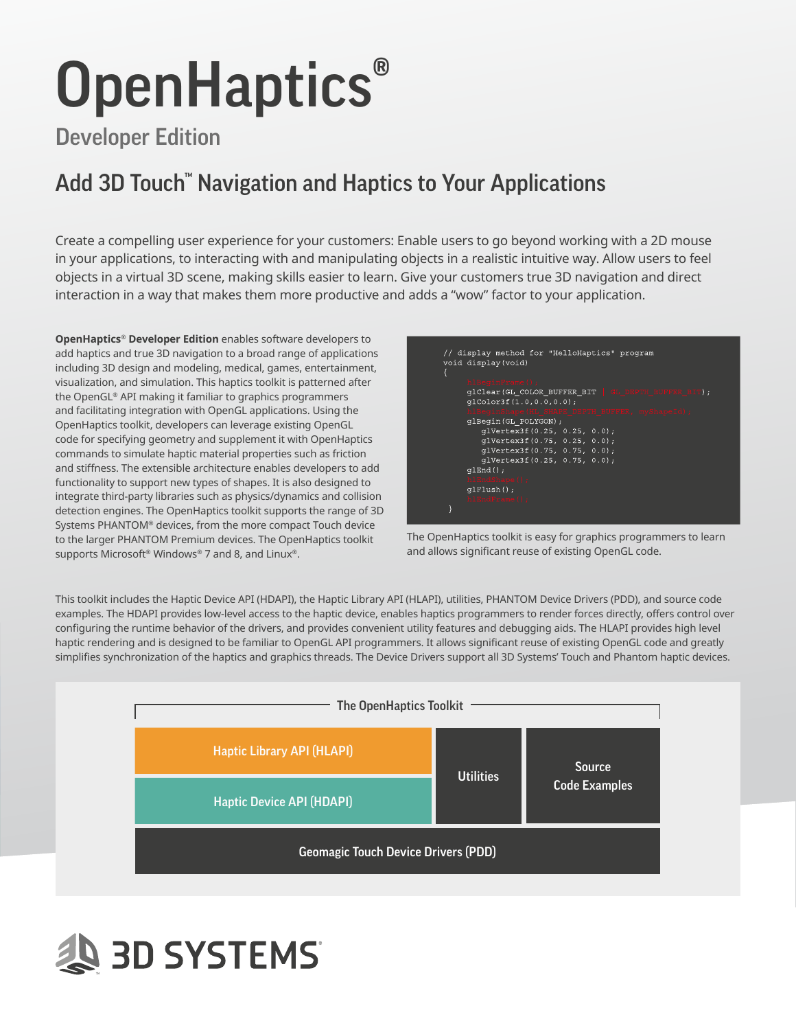# OpenHaptics®

## Developer Edition

## Add 3D Touch™ Navigation and Haptics to Your Applications

Create a compelling user experience for your customers: Enable users to go beyond working with a 2D mouse in your applications, to interacting with and manipulating objects in a realistic intuitive way. Allow users to feel objects in a virtual 3D scene, making skills easier to learn. Give your customers true 3D navigation and direct interaction in a way that makes them more productive and adds a "wow" factor to your application.

**OpenHaptics® Developer Edition** enables software developers to add haptics and true 3D navigation to a broad range of applications including 3D design and modeling, medical, games, entertainment, visualization, and simulation. This haptics toolkit is patterned after the OpenGL® API making it familiar to graphics programmers and facilitating integration with OpenGL applications. Using the OpenHaptics toolkit, developers can leverage existing OpenGL code for specifying geometry and supplement it with OpenHaptics commands to simulate haptic material properties such as friction and stiffness. The extensible architecture enables developers to add functionality to support new types of shapes. It is also designed to integrate third-party libraries such as physics/dynamics and collision detection engines. The OpenHaptics toolkit supports the range of 3D Systems PHANTOM® devices, from the more compact Touch device to the larger PHANTOM Premium devices. The OpenHaptics toolkit supports Microsoft® Windows® 7 and 8, and Linux®.

```
// display method for "HelloHaptics" program
void display(void)
{
     hlBeginFrame();
     glClear(GL_COLOR_BUFFER_BIT | GL_DEPTH_BUFFER_BIT);
     glColor3f(1.0,0.0,0.0);
     hlBeginShape(HL_SHAPE_DEPTH_BUFFER, myShapeId);
     glBegin(GL_POLYGON);
        glVertex3f(0.25, 0.25, 0.0);
        glVertex3f(0.75, 0.25, 0.0);
        glVertex3f(0.75, 0.75, 0.0);
        glVertex3f(0.25, 0.75, 0.0);
     glEnd();
     hlEndShape();
     glFlush();
     hlEndFrame();
 }
```

The OpenHaptics toolkit is easy for graphics programmers to learn and allows significant reuse of existing OpenGL code.

This toolkit includes the Haptic Device API (HDAPI), the Haptic Library API (HLAPI), utilities, PHANTOM Device Drivers (PDD), and source code examples. The HDAPI provides low-level access to the haptic device, enables haptics programmers to render forces directly, offers control over configuring the runtime behavior of the drivers, and provides convenient utility features and debugging aids. The HLAPI provides high level haptic rendering and is designed to be familiar to OpenGL API programmers. It allows significant reuse of existing OpenGL code and greatly simplifies synchronization of the haptics and graphics threads. The Device Drivers support all 3D Systems' Touch and Phantom haptic devices.

**The OpenHaptics Toolkit**

| | | |
|---|---|---|
| Haptic Library API (HLAPI) | Utilities | Source Code Examples |
| Haptic Device API (HDAPI) | | |
| Geomagic Touch Device Drivers (PDD) | | |

3D SYSTEMS®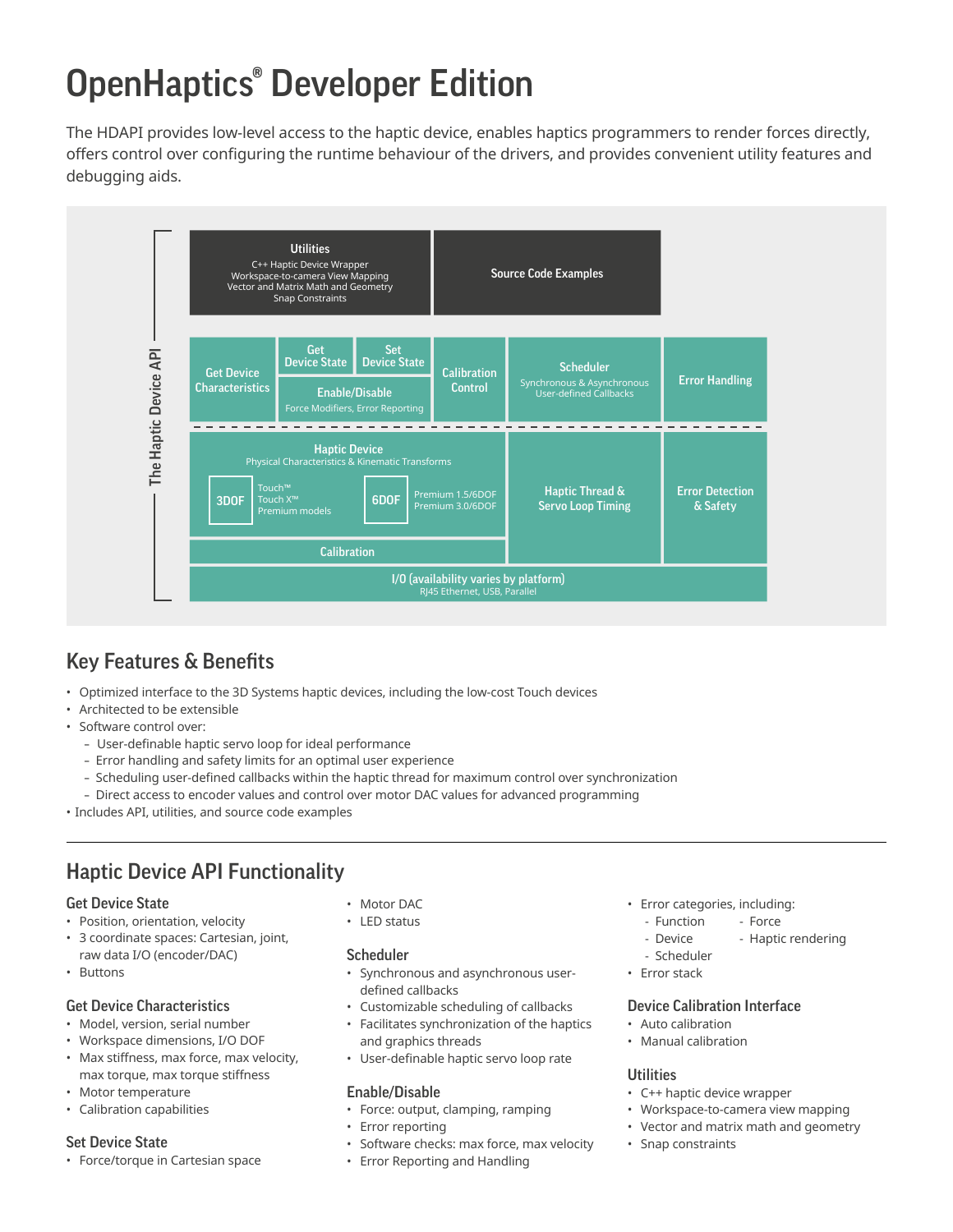# OpenHaptics® Developer Edition

The HDAPI provides low-level access to the haptic device, enables haptics programmers to render forces directly, offers control over configuring the runtime behaviour of the drivers, and provides convenient utility features and debugging aids.

**The Haptic Device API**

**Utilities**
C++ Haptic Device Wrapper
Workspace-to-camera View Mapping
Vector and Matrix Math and Geometry
Snap Constraints

**Source Code Examples**

**Get Device Characteristics**

**Get Device State**

**Set Device State**

**Enable/Disable**
Force Modifiers, Error Reporting

**Calibration Control**

**Scheduler**
Synchronous & Asynchronous User-defined Callbacks

**Error Handling**

**Haptic Device**
Physical Characteristics & Kinematic Transforms

**3DOF** Touch™ Touch X™ Premium models

**6DOF** Premium 1.5/6DOF Premium 3.0/6DOF

**Haptic Thread & Servo Loop Timing**

**Error Detection & Safety**

**Calibration**

**I/O (availability varies by platform)**
RJ45 Ethernet, USB, Parallel

## Key Features & Benefits

- Optimized interface to the 3D Systems haptic devices, including the low-cost Touch devices
- Architected to be extensible
- Software control over:
  - User-definable haptic servo loop for ideal performance
  - Error handling and safety limits for an optimal user experience
  - Scheduling user-defined callbacks within the haptic thread for maximum control over synchronization
  - Direct access to encoder values and control over motor DAC values for advanced programming
- Includes API, utilities, and source code examples

---

## Haptic Device API Functionality

### Get Device State

- Position, orientation, velocity
- 3 coordinate spaces: Cartesian, joint, raw data I/O (encoder/DAC)
- Buttons

### Get Device Characteristics

- Model, version, serial number
- Workspace dimensions, I/O DOF
- Max stiffness, max force, max velocity, max torque, max torque stiffness
- Motor temperature
- Calibration capabilities

### Set Device State

- Force/torque in Cartesian space
- Motor DAC
- LED status

### Scheduler

- Synchronous and asynchronous user-defined callbacks
- Customizable scheduling of callbacks
- Facilitates synchronization of the haptics and graphics threads
- User-definable haptic servo loop rate

### Enable/Disable

- Force: output, clamping, ramping
- Error reporting
- Software checks: max force, max velocity
- Error Reporting and Handling

- Error categories, including:
  - Function
  - Device
  - Scheduler
  - Force
  - Haptic rendering
- Error stack

### Device Calibration Interface

- Auto calibration
- Manual calibration

### Utilities

- C++ haptic device wrapper
- Workspace-to-camera view mapping
- Vector and matrix math and geometry
- Snap constraints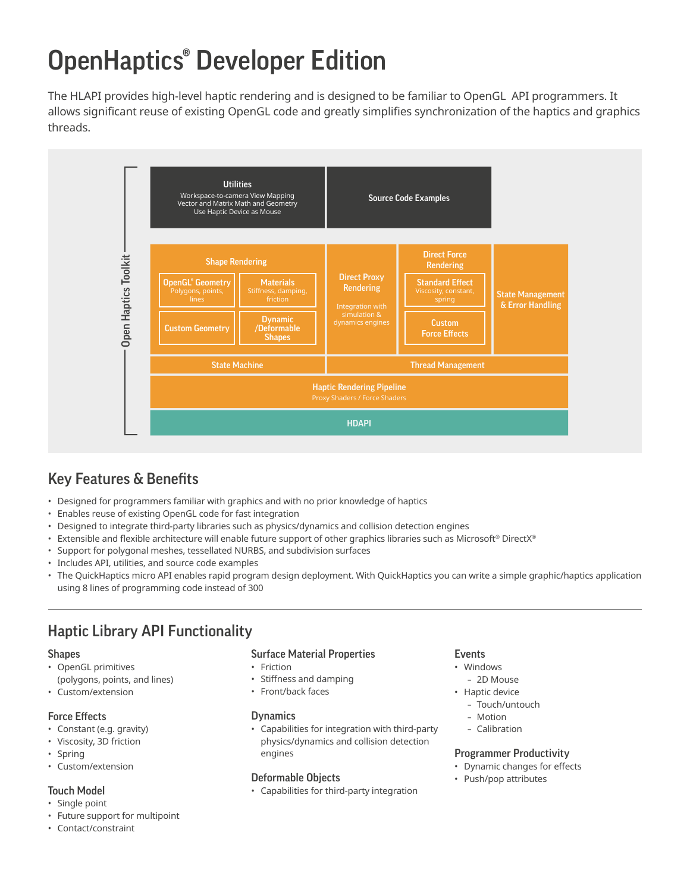# OpenHaptics® Developer Edition

The HLAPI provides high-level haptic rendering and is designed to be familiar to OpenGL API programmers. It allows significant reuse of existing OpenGL code and greatly simplifies synchronization of the haptics and graphics threads.

Open Haptics Toolkit

**Utilities**
Workspace-to-camera View Mapping
Vector and Matrix Math and Geometry
Use Haptic Device as Mouse

**Source Code Examples**

**Shape Rendering**
- **OpenGL® Geometry** — Polygons, points, lines
- **Materials** — Stiffness, damping, friction
- **Custom Geometry**
- **Dynamic /Deformable Shapes**

**Direct Proxy Rendering**
Integration with simulation & dynamics engines

**Direct Force Rendering**
- **Standard Effect** — Viscosity, constant, spring
- **Custom Force Effects**

**State Management & Error Handling**

**State Machine**

**Thread Management**

**Haptic Rendering Pipeline**
Proxy Shaders / Force Shaders

**HDAPI**

## Key Features & Benefits

- Designed for programmers familiar with graphics and with no prior knowledge of haptics
- Enables reuse of existing OpenGL code for fast integration
- Designed to integrate third-party libraries such as physics/dynamics and collision detection engines
- Extensible and flexible architecture will enable future support of other graphics libraries such as Microsoft® DirectX®
- Support for polygonal meshes, tessellated NURBS, and subdivision surfaces
- Includes API, utilities, and source code examples
- The QuickHaptics micro API enables rapid program design deployment. With QuickHaptics you can write a simple graphic/haptics application using 8 lines of programming code instead of 300

---

## Haptic Library API Functionality

### Shapes
- OpenGL primitives (polygons, points, and lines)
- Custom/extension

### Force Effects
- Constant (e.g. gravity)
- Viscosity, 3D friction
- Spring
- Custom/extension

### Touch Model
- Single point
- Future support for multipoint
- Contact/constraint

### Surface Material Properties
- Friction
- Stiffness and damping
- Front/back faces

### Dynamics
- Capabilities for integration with third-party physics/dynamics and collision detection engines

### Deformable Objects
- Capabilities for third-party integration

### Events
- Windows
  - 2D Mouse
- Haptic device
  - Touch/untouch
  - Motion
  - Calibration

### Programmer Productivity
- Dynamic changes for effects
- Push/pop attributes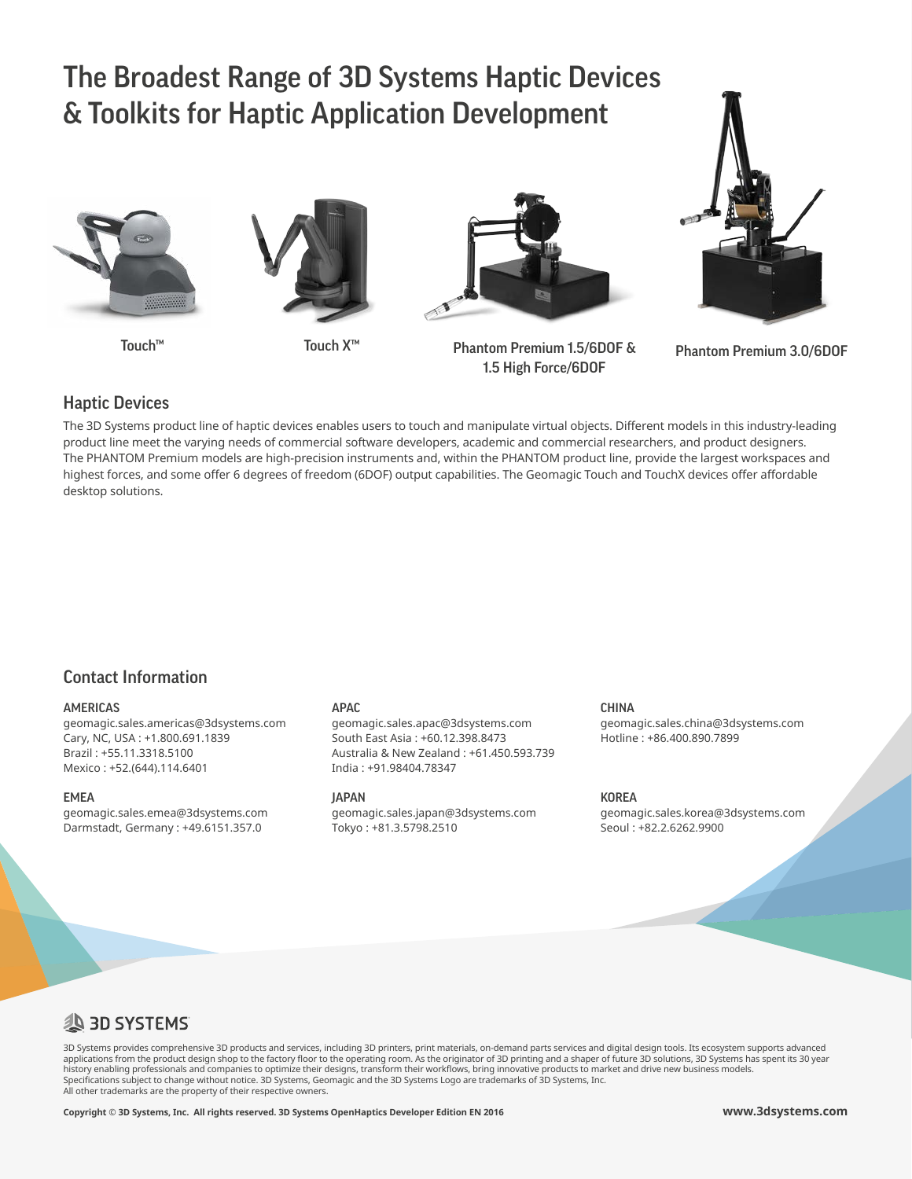# The Broadest Range of 3D Systems Haptic Devices & Toolkits for Haptic Application Development

Touch™

Touch X™

Phantom Premium 1.5/6DOF & 1.5 High Force/6DOF

Phantom Premium 3.0/6DOF

## Haptic Devices

The 3D Systems product line of haptic devices enables users to touch and manipulate virtual objects. Different models in this industry-leading product line meet the varying needs of commercial software developers, academic and commercial researchers, and product designers. The PHANTOM Premium models are high-precision instruments and, within the PHANTOM product line, provide the largest workspaces and highest forces, and some offer 6 degrees of freedom (6DOF) output capabilities. The Geomagic Touch and TouchX devices offer affordable desktop solutions.

## Contact Information

**AMERICAS**
geomagic.sales.americas@3dsystems.com
Cary, NC, USA : +1.800.691.1839
Brazil : +55.11.3318.5100
Mexico : +52.(644).114.6401

**EMEA**
geomagic.sales.emea@3dsystems.com
Darmstadt, Germany : +49.6151.357.0

**APAC**
geomagic.sales.apac@3dsystems.com
South East Asia : +60.12.398.8473
Australia & New Zealand : +61.450.593.739
India : +91.98404.78347

**JAPAN**
geomagic.sales.japan@3dsystems.com
Tokyo : +81.3.5798.2510

**CHINA**
geomagic.sales.china@3dsystems.com
Hotline : +86.400.890.7899

**KOREA**
geomagic.sales.korea@3dsystems.com
Seoul : +82.2.6262.9900

3D SYSTEMS

3D Systems provides comprehensive 3D products and services, including 3D printers, print materials, on-demand parts services and digital design tools. Its ecosystem supports advanced applications from the product design shop to the factory floor to the operating room. As the originator of 3D printing and a shaper of future 3D solutions, 3D Systems has spent its 30 year history enabling professionals and companies to optimize their designs, transform their workflows, bring innovative products to market and drive new business models.
Specifications subject to change without notice. 3D Systems, Geomagic and the 3D Systems Logo are trademarks of 3D Systems, Inc.
All other trademarks are the property of their respective owners.

**Copyright © 3D Systems, Inc. All rights reserved. 3D Systems OpenHaptics Developer Edition EN 2016**

**www.3dsystems.com**